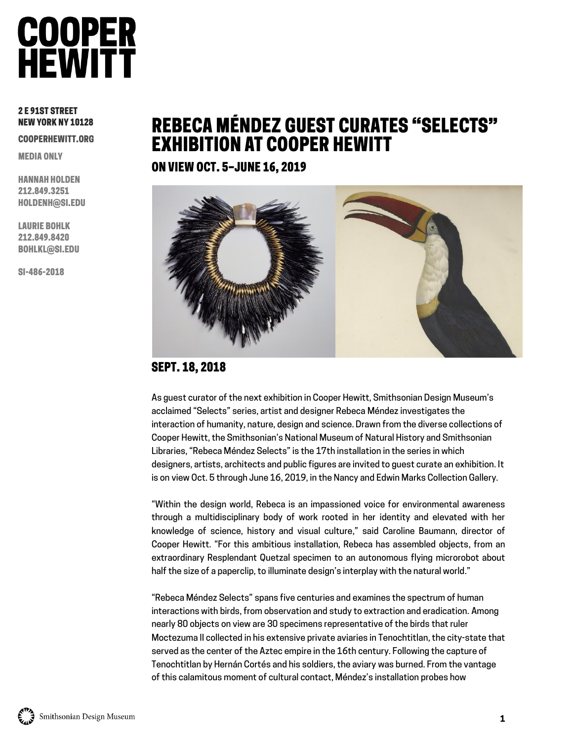# COOPER HEWITT

2 E 91ST STREET
NEW YORK NY 10128

COOPERHEWITT.ORG

MEDIA ONLY

HANNAH HOLDEN
212.849.3251
HOLDENH@SI.EDU

LAURIE BOHLK
212.849.8420
BOHLKL@SI.EDU

SI-486-2018

# REBECA MÉNDEZ GUEST CURATES "SELECTS" EXHIBITION AT COOPER HEWITT

## ON VIEW OCT. 5–JUNE 16, 2019

## SEPT. 18, 2018

As guest curator of the next exhibition in Cooper Hewitt, Smithsonian Design Museum's acclaimed "Selects" series, artist and designer Rebeca Méndez investigates the interaction of humanity, nature, design and science. Drawn from the diverse collections of Cooper Hewitt, the Smithsonian's National Museum of Natural History and Smithsonian Libraries, "Rebeca Méndez Selects" is the 17th installation in the series in which designers, artists, architects and public figures are invited to guest curate an exhibition. It is on view Oct. 5 through June 16, 2019, in the Nancy and Edwin Marks Collection Gallery.

"Within the design world, Rebeca is an impassioned voice for environmental awareness through a multidisciplinary body of work rooted in her identity and elevated with her knowledge of science, history and visual culture," said Caroline Baumann, director of Cooper Hewitt. "For this ambitious installation, Rebeca has assembled objects, from an extraordinary Resplendant Quetzal specimen to an autonomous flying microrobot about half the size of a paperclip, to illuminate design's interplay with the natural world."

"Rebeca Méndez Selects" spans five centuries and examines the spectrum of human interactions with birds, from observation and study to extraction and eradication. Among nearly 80 objects on view are 30 specimens representative of the birds that ruler Moctezuma II collected in his extensive private aviaries in Tenochtitlan, the city-state that served as the center of the Aztec empire in the 16th century. Following the capture of Tenochtitlan by Hernán Cortés and his soldiers, the aviary was burned. From the vantage of this calamitous moment of cultural contact, Méndez's installation probes how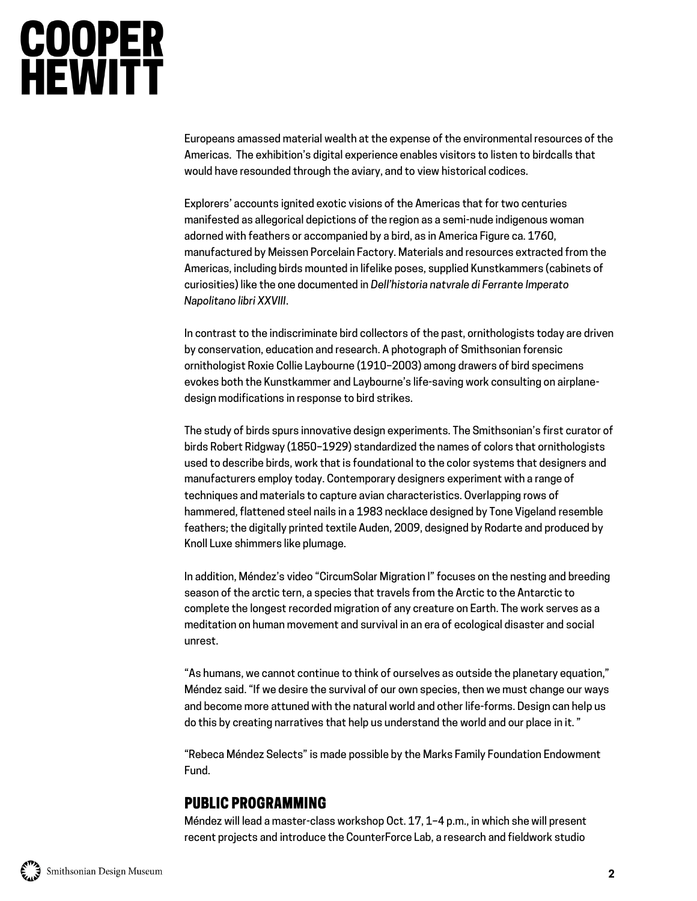Europeans amassed material wealth at the expense of the environmental resources of the Americas. The exhibition's digital experience enables visitors to listen to birdcalls that would have resounded through the aviary, and to view historical codices.

Explorers' accounts ignited exotic visions of the Americas that for two centuries manifested as allegorical depictions of the region as a semi-nude indigenous woman adorned with feathers or accompanied by a bird, as in America Figure ca. 1760, manufactured by Meissen Porcelain Factory. Materials and resources extracted from the Americas, including birds mounted in lifelike poses, supplied Kunstkammers (cabinets of curiosities) like the one documented in *Dell'historia natvrale di Ferrante Imperato Napolitano libri XXVIII*.

In contrast to the indiscriminate bird collectors of the past, ornithologists today are driven by conservation, education and research. A photograph of Smithsonian forensic ornithologist Roxie Collie Laybourne (1910–2003) among drawers of bird specimens evokes both the Kunstkammer and Laybourne's life-saving work consulting on airplane-design modifications in response to bird strikes.

The study of birds spurs innovative design experiments. The Smithsonian's first curator of birds Robert Ridgway (1850–1929) standardized the names of colors that ornithologists used to describe birds, work that is foundational to the color systems that designers and manufacturers employ today. Contemporary designers experiment with a range of techniques and materials to capture avian characteristics. Overlapping rows of hammered, flattened steel nails in a 1983 necklace designed by Tone Vigeland resemble feathers; the digitally printed textile Auden, 2009, designed by Rodarte and produced by Knoll Luxe shimmers like plumage.

In addition, Méndez's video "CircumSolar Migration I" focuses on the nesting and breeding season of the arctic tern, a species that travels from the Arctic to the Antarctic to complete the longest recorded migration of any creature on Earth. The work serves as a meditation on human movement and survival in an era of ecological disaster and social unrest.

"As humans, we cannot continue to think of ourselves as outside the planetary equation," Méndez said. "If we desire the survival of our own species, then we must change our ways and become more attuned with the natural world and other life-forms. Design can help us do this by creating narratives that help us understand the world and our place in it. "

"Rebeca Méndez Selects" is made possible by the Marks Family Foundation Endowment Fund.

## PUBLIC PROGRAMMING

Méndez will lead a master-class workshop Oct. 17, 1–4 p.m., in which she will present recent projects and introduce the CounterForce Lab, a research and fieldwork studio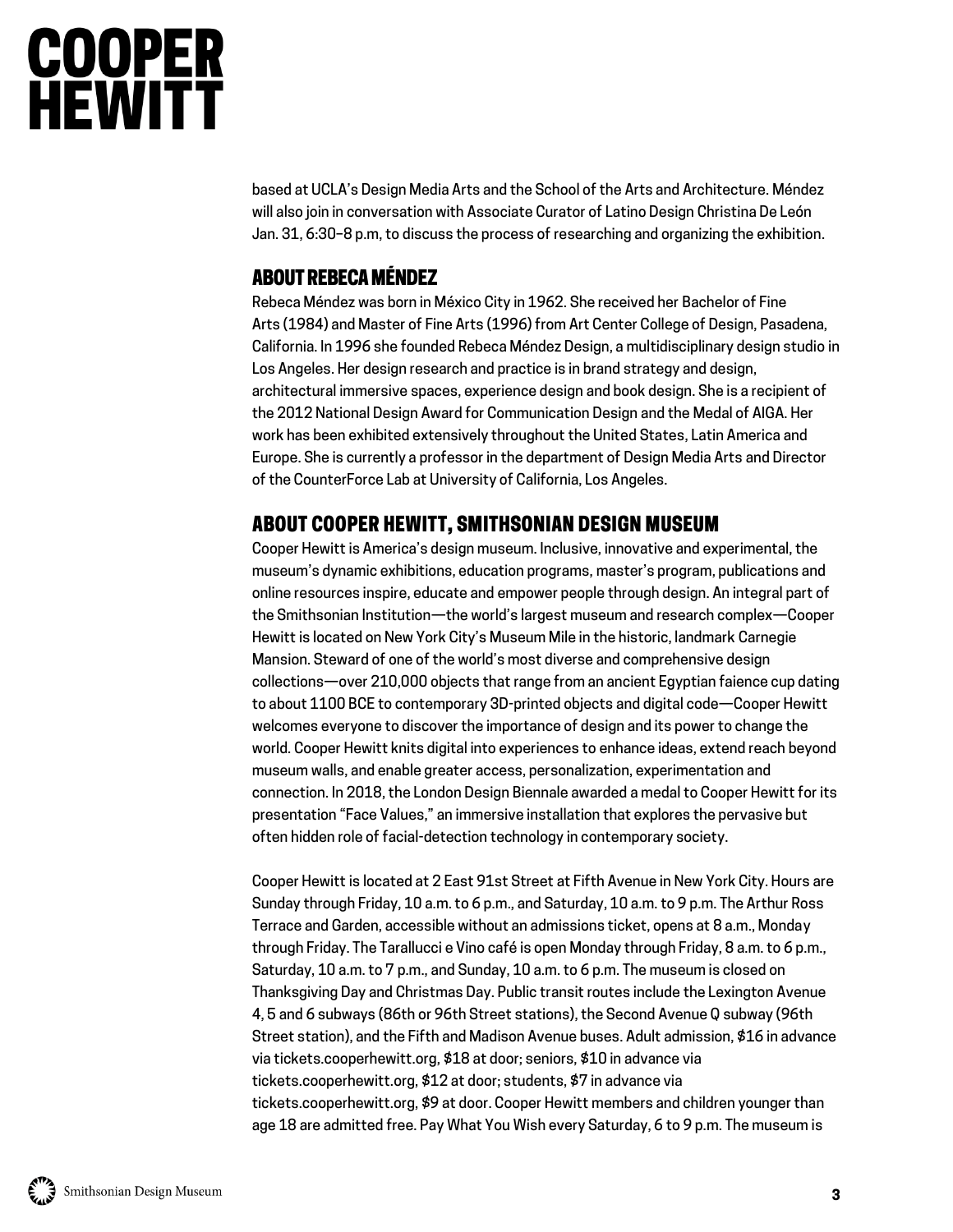based at UCLA's Design Media Arts and the School of the Arts and Architecture. Méndez will also join in conversation with Associate Curator of Latino Design Christina De León Jan. 31, 6:30–8 p.m, to discuss the process of researching and organizing the exhibition.

## ABOUT REBECA MÉNDEZ

Rebeca Méndez was born in México City in 1962. She received her Bachelor of Fine Arts (1984) and Master of Fine Arts (1996) from Art Center College of Design, Pasadena, California. In 1996 she founded Rebeca Méndez Design, a multidisciplinary design studio in Los Angeles. Her design research and practice is in brand strategy and design, architectural immersive spaces, experience design and book design. She is a recipient of the 2012 National Design Award for Communication Design and the Medal of AIGA. Her work has been exhibited extensively throughout the United States, Latin America and Europe. She is currently a professor in the department of Design Media Arts and Director of the CounterForce Lab at University of California, Los Angeles.

## ABOUT COOPER HEWITT, SMITHSONIAN DESIGN MUSEUM

Cooper Hewitt is America's design museum. Inclusive, innovative and experimental, the museum's dynamic exhibitions, education programs, master's program, publications and online resources inspire, educate and empower people through design. An integral part of the Smithsonian Institution—the world's largest museum and research complex—Cooper Hewitt is located on New York City's Museum Mile in the historic, landmark Carnegie Mansion. Steward of one of the world's most diverse and comprehensive design collections—over 210,000 objects that range from an ancient Egyptian faience cup dating to about 1100 BCE to contemporary 3D-printed objects and digital code—Cooper Hewitt welcomes everyone to discover the importance of design and its power to change the world. Cooper Hewitt knits digital into experiences to enhance ideas, extend reach beyond museum walls, and enable greater access, personalization, experimentation and connection. In 2018, the London Design Biennale awarded a medal to Cooper Hewitt for its presentation "Face Values," an immersive installation that explores the pervasive but often hidden role of facial-detection technology in contemporary society.

Cooper Hewitt is located at 2 East 91st Street at Fifth Avenue in New York City. Hours are Sunday through Friday, 10 a.m. to 6 p.m., and Saturday, 10 a.m. to 9 p.m. The Arthur Ross Terrace and Garden, accessible without an admissions ticket, opens at 8 a.m., Monday through Friday. The Tarallucci e Vino café is open Monday through Friday, 8 a.m. to 6 p.m., Saturday, 10 a.m. to 7 p.m., and Sunday, 10 a.m. to 6 p.m. The museum is closed on Thanksgiving Day and Christmas Day. Public transit routes include the Lexington Avenue 4, 5 and 6 subways (86th or 96th Street stations), the Second Avenue Q subway (96th Street station), and the Fifth and Madison Avenue buses. Adult admission, $16 in advance via tickets.cooperhewitt.org, $18 at door; seniors, $10 in advance via tickets.cooperhewitt.org, $12 at door; students, $7 in advance via tickets.cooperhewitt.org, $9 at door. Cooper Hewitt members and children younger than age 18 are admitted free. Pay What You Wish every Saturday, 6 to 9 p.m. The museum is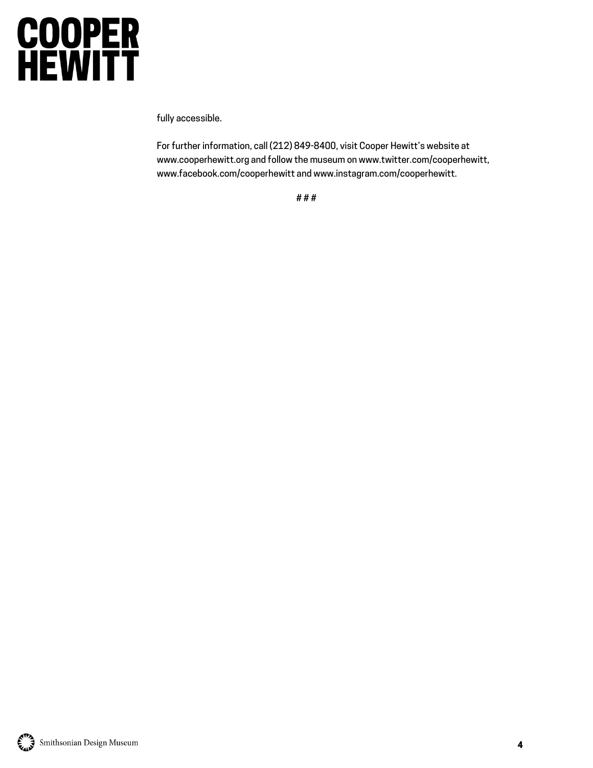fully accessible.

For further information, call (212) 849-8400, visit Cooper Hewitt's website at www.cooperhewitt.org and follow the museum on www.twitter.com/cooperhewitt, www.facebook.com/cooperhewitt and www.instagram.com/cooperhewitt.

# # #